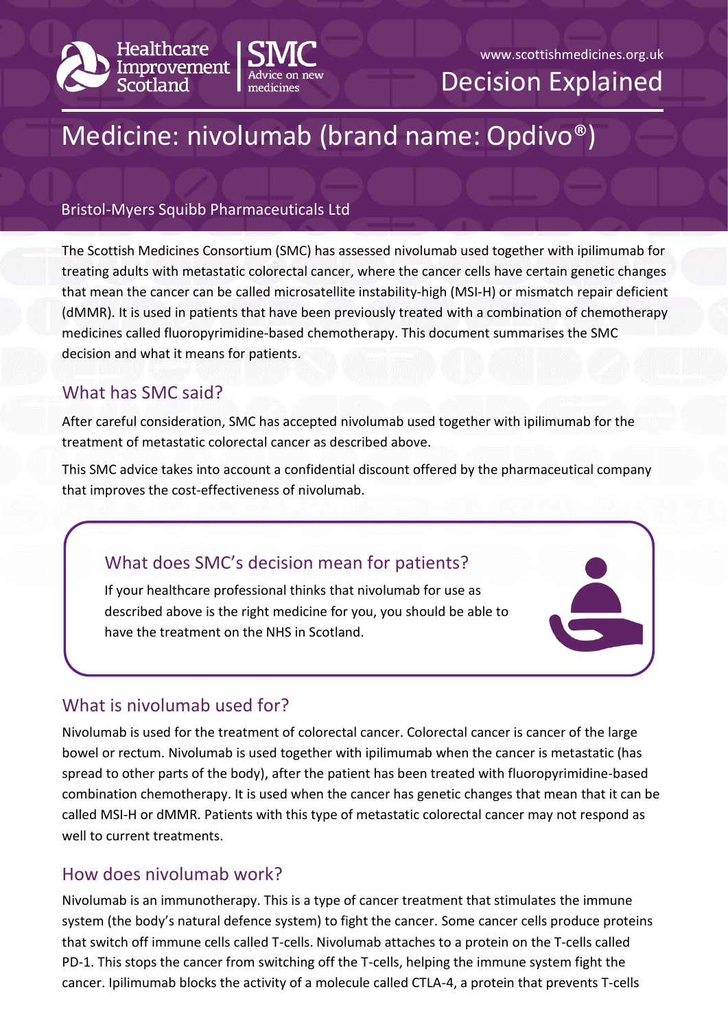Healthcare Improvement Scotland | SMC Advice on new medicines

www.scottishmedicines.org.uk

Decision Explained

# Medicine: nivolumab (brand name: Opdivo®)

Bristol-Myers Squibb Pharmaceuticals Ltd

The Scottish Medicines Consortium (SMC) has assessed nivolumab used together with ipilimumab for treating adults with metastatic colorectal cancer, where the cancer cells have certain genetic changes that mean the cancer can be called microsatellite instability-high (MSI-H) or mismatch repair deficient (dMMR). It is used in patients that have been previously treated with a combination of chemotherapy medicines called fluoropyrimidine-based chemotherapy. This document summarises the SMC decision and what it means for patients.

## What has SMC said?

After careful consideration, SMC has accepted nivolumab used together with ipilimumab for the treatment of metastatic colorectal cancer as described above.

This SMC advice takes into account a confidential discount offered by the pharmaceutical company that improves the cost-effectiveness of nivolumab.

### What does SMC's decision mean for patients?

If your healthcare professional thinks that nivolumab for use as described above is the right medicine for you, you should be able to have the treatment on the NHS in Scotland.

## What is nivolumab used for?

Nivolumab is used for the treatment of colorectal cancer. Colorectal cancer is cancer of the large bowel or rectum. Nivolumab is used together with ipilimumab when the cancer is metastatic (has spread to other parts of the body), after the patient has been treated with fluoropyrimidine-based combination chemotherapy. It is used when the cancer has genetic changes that mean that it can be called MSI-H or dMMR. Patients with this type of metastatic colorectal cancer may not respond as well to current treatments.

## How does nivolumab work?

Nivolumab is an immunotherapy. This is a type of cancer treatment that stimulates the immune system (the body's natural defence system) to fight the cancer. Some cancer cells produce proteins that switch off immune cells called T-cells. Nivolumab attaches to a protein on the T-cells called PD-1. This stops the cancer from switching off the T-cells, helping the immune system fight the cancer. Ipilimumab blocks the activity of a molecule called CTLA-4, a protein that prevents T-cells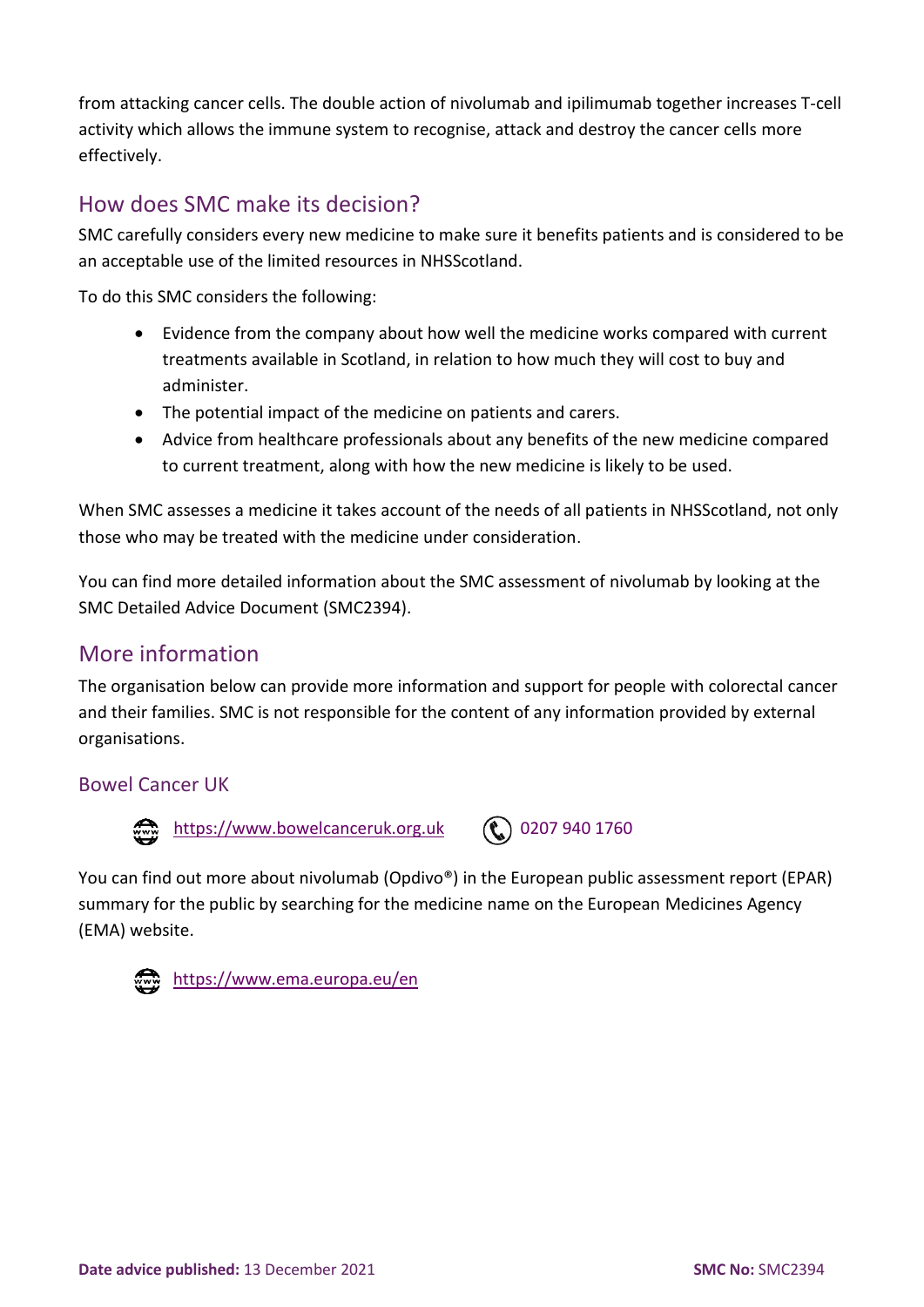from attacking cancer cells. The double action of nivolumab and ipilimumab together increases T-cell activity which allows the immune system to recognise, attack and destroy the cancer cells more effectively.

## How does SMC make its decision?

SMC carefully considers every new medicine to make sure it benefits patients and is considered to be an acceptable use of the limited resources in NHSScotland.

To do this SMC considers the following:

- Evidence from the company about how well the medicine works compared with current treatments available in Scotland, in relation to how much they will cost to buy and administer.
- The potential impact of the medicine on patients and carers.
- Advice from healthcare professionals about any benefits of the new medicine compared to current treatment, along with how the new medicine is likely to be used.

When SMC assesses a medicine it takes account of the needs of all patients in NHSScotland, not only those who may be treated with the medicine under consideration.

You can find more detailed information about the SMC assessment of nivolumab by looking at the SMC Detailed Advice Document (SMC2394).

## More information

The organisation below can provide more information and support for people with colorectal cancer and their families. SMC is not responsible for the content of any information provided by external organisations.

### Bowel Cancer UK

https://www.bowelcanceruk.org.uk 0207 940 1760

You can find out more about nivolumab (Opdivo®) in the European public assessment report (EPAR) summary for the public by searching for the medicine name on the European Medicines Agency (EMA) website.

https://www.ema.europa.eu/en

**Date advice published:** 13 December 2021 **SMC No:** SMC2394